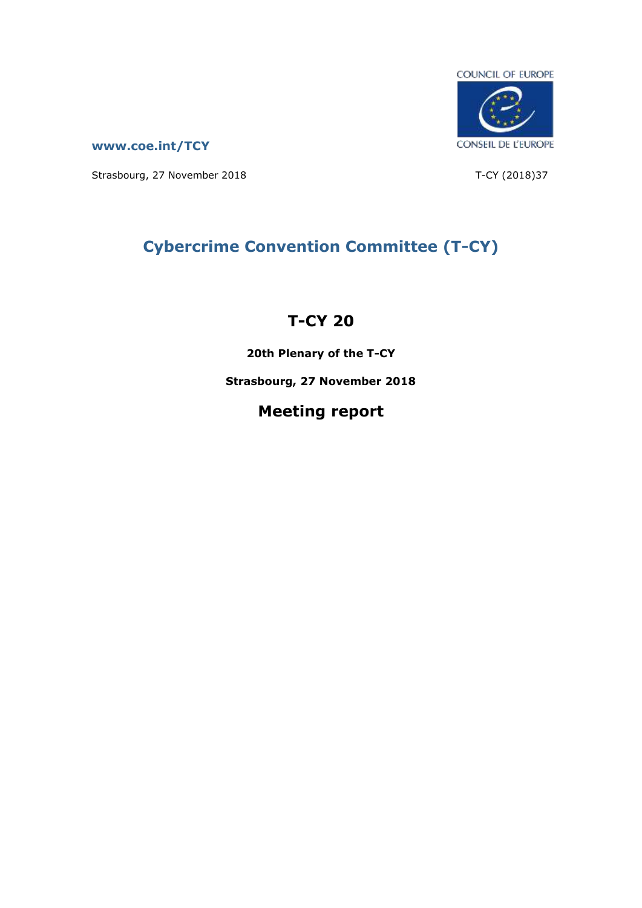COUNCIL OF EUROPE

CONSEIL DE L'EUROPE

www.coe.int/TCY

Strasbourg, 27 November 2018

T-CY (2018)37

# Cybercrime Convention Committee (T-CY)

## T-CY 20

**20th Plenary of the T-CY**

**Strasbourg, 27 November 2018**

## Meeting report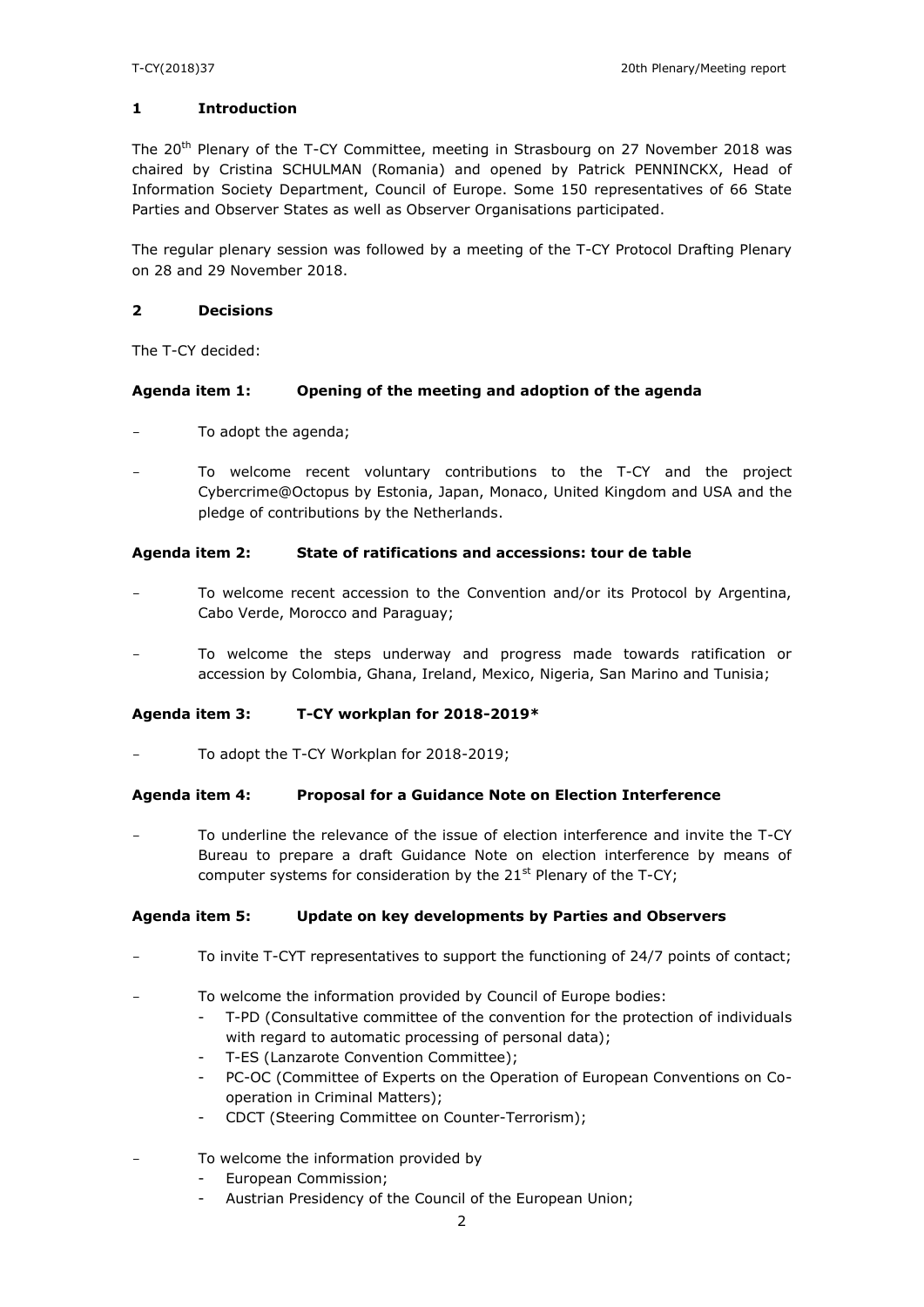## 1 Introduction

The 20th Plenary of the T-CY Committee, meeting in Strasbourg on 27 November 2018 was chaired by Cristina SCHULMAN (Romania) and opened by Patrick PENNINCKX, Head of Information Society Department, Council of Europe. Some 150 representatives of 66 State Parties and Observer States as well as Observer Organisations participated.

The regular plenary session was followed by a meeting of the T-CY Protocol Drafting Plenary on 28 and 29 November 2018.

## 2 Decisions

The T-CY decided:

### Agenda item 1: Opening of the meeting and adoption of the agenda

- To adopt the agenda;
- To welcome recent voluntary contributions to the T-CY and the project Cybercrime@Octopus by Estonia, Japan, Monaco, United Kingdom and USA and the pledge of contributions by the Netherlands.

### Agenda item 2: State of ratifications and accessions: tour de table

- To welcome recent accession to the Convention and/or its Protocol by Argentina, Cabo Verde, Morocco and Paraguay;
- To welcome the steps underway and progress made towards ratification or accession by Colombia, Ghana, Ireland, Mexico, Nigeria, San Marino and Tunisia;

### Agenda item 3: T-CY workplan for 2018-2019*

- To adopt the T-CY Workplan for 2018-2019;

### Agenda item 4: Proposal for a Guidance Note on Election Interference

- To underline the relevance of the issue of election interference and invite the T-CY Bureau to prepare a draft Guidance Note on election interference by means of computer systems for consideration by the 21st Plenary of the T-CY;

### Agenda item 5: Update on key developments by Parties and Observers

- To invite T-CYT representatives to support the functioning of 24/7 points of contact;
- To welcome the information provided by Council of Europe bodies:
  - T-PD (Consultative committee of the convention for the protection of individuals with regard to automatic processing of personal data);
  - T-ES (Lanzarote Convention Committee);
  - PC-OC (Committee of Experts on the Operation of European Conventions on Co-operation in Criminal Matters);
  - CDCT (Steering Committee on Counter-Terrorism);
- To welcome the information provided by
  - European Commission;
  - Austrian Presidency of the Council of the European Union;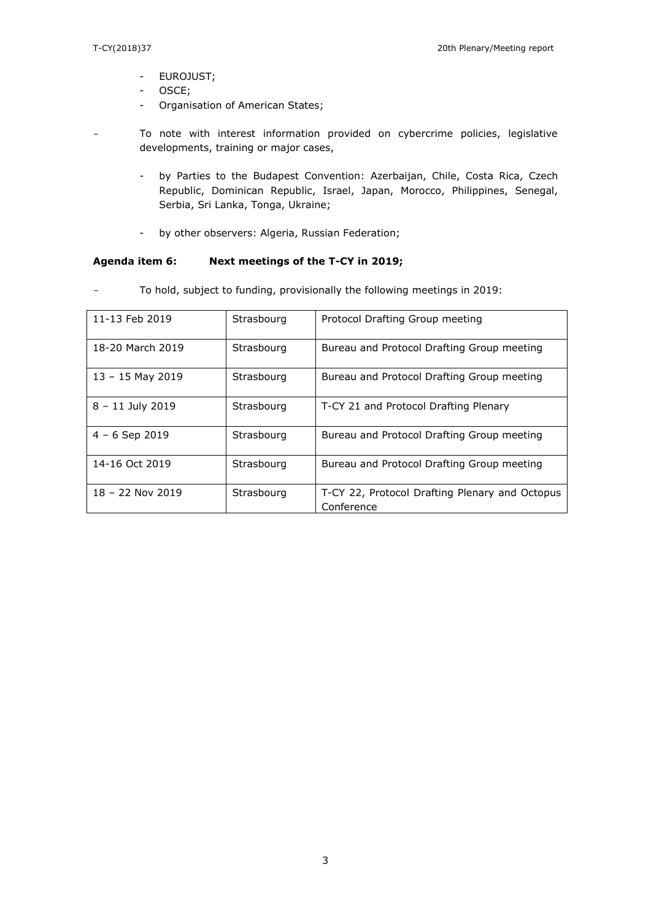- EUROJUST;
- OSCE;
- Organisation of American States;

– To note with interest information provided on cybercrime policies, legislative developments, training or major cases,

  - by Parties to the Budapest Convention: Azerbaijan, Chile, Costa Rica, Czech Republic, Dominican Republic, Israel, Japan, Morocco, Philippines, Senegal, Serbia, Sri Lanka, Tonga, Ukraine;

  - by other observers: Algeria, Russian Federation;

**Agenda item 6: Next meetings of the T-CY in 2019;**

– To hold, subject to funding, provisionally the following meetings in 2019:

| | | |
|---|---|---|
| 11-13 Feb 2019 | Strasbourg | Protocol Drafting Group meeting |
| 18-20 March 2019 | Strasbourg | Bureau and Protocol Drafting Group meeting |
| 13 – 15 May 2019 | Strasbourg | Bureau and Protocol Drafting Group meeting |
| 8 – 11 July 2019 | Strasbourg | T-CY 21 and Protocol Drafting Plenary |
| 4 – 6 Sep 2019 | Strasbourg | Bureau and Protocol Drafting Group meeting |
| 14-16 Oct 2019 | Strasbourg | Bureau and Protocol Drafting Group meeting |
| 18 – 22 Nov 2019 | Strasbourg | T-CY 22, Protocol Drafting Plenary and Octopus Conference |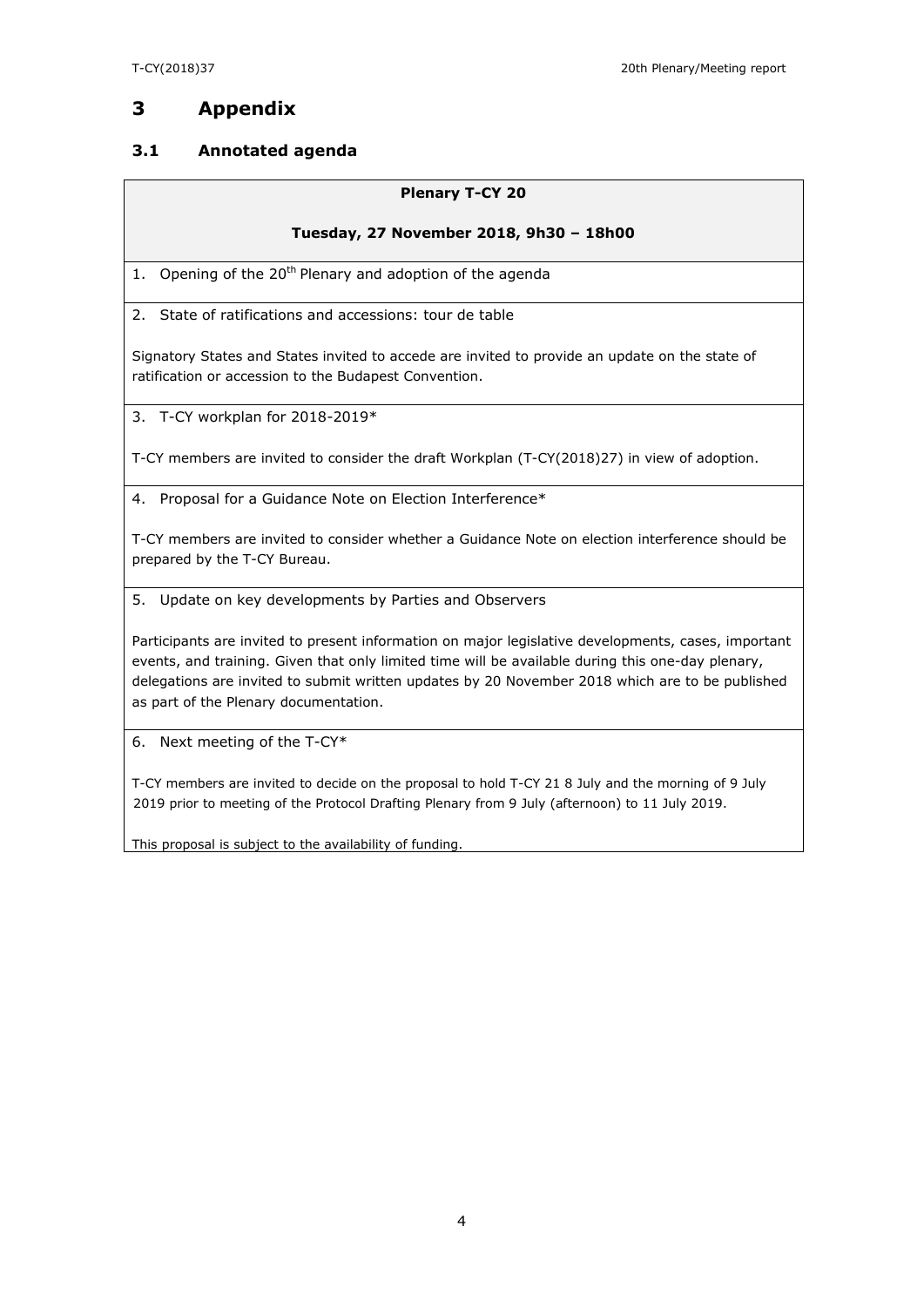# 3 Appendix

## 3.1 Annotated agenda

**Plenary T-CY 20**

**Tuesday, 27 November 2018, 9h30 – 18h00**

1. Opening of the 20th Plenary and adoption of the agenda

2. State of ratifications and accessions: tour de table

Signatory States and States invited to accede are invited to provide an update on the state of ratification or accession to the Budapest Convention.

3. T-CY workplan for 2018-2019*

T-CY members are invited to consider the draft Workplan (T-CY(2018)27) in view of adoption.

4. Proposal for a Guidance Note on Election Interference*

T-CY members are invited to consider whether a Guidance Note on election interference should be prepared by the T-CY Bureau.

5. Update on key developments by Parties and Observers

Participants are invited to present information on major legislative developments, cases, important events, and training. Given that only limited time will be available during this one-day plenary, delegations are invited to submit written updates by 20 November 2018 which are to be published as part of the Plenary documentation.

6. Next meeting of the T-CY*

T-CY members are invited to decide on the proposal to hold T-CY 21 8 July and the morning of 9 July 2019 prior to meeting of the Protocol Drafting Plenary from 9 July (afternoon) to 11 July 2019.

This proposal is subject to the availability of funding.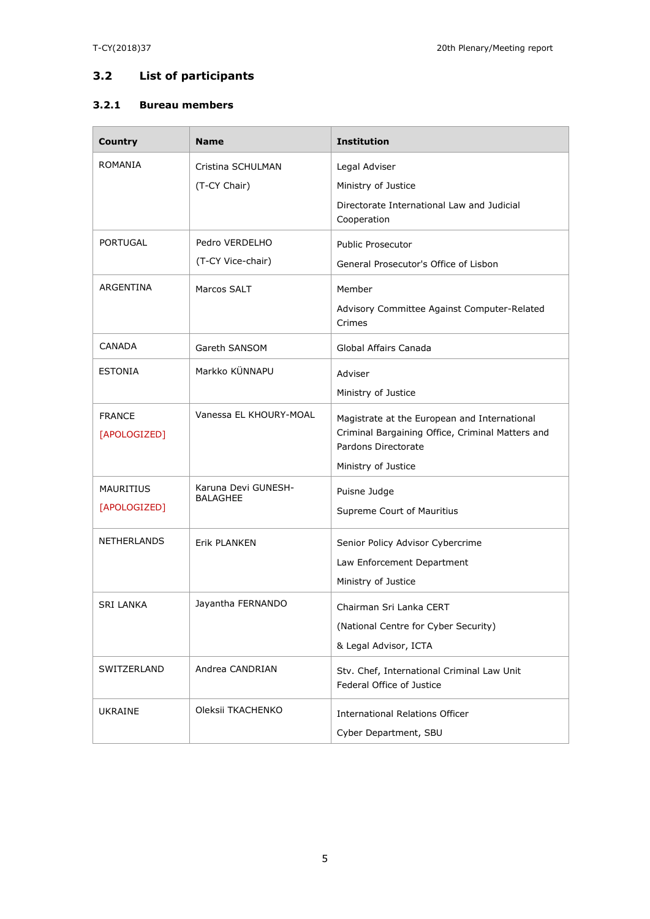## 3.2 List of participants

### 3.2.1 Bureau members

| Country | Name | Institution |
|---|---|---|
| ROMANIA | Cristina SCHULMAN (T-CY Chair) | Legal Adviser<br>Ministry of Justice<br>Directorate International Law and Judicial Cooperation |
| PORTUGAL | Pedro VERDELHO (T-CY Vice-chair) | Public Prosecutor<br>General Prosecutor's Office of Lisbon |
| ARGENTINA | Marcos SALT | Member<br>Advisory Committee Against Computer-Related Crimes |
| CANADA | Gareth SANSOM | Global Affairs Canada |
| ESTONIA | Markko KÜNNAPU | Adviser<br>Ministry of Justice |
| FRANCE [APOLOGIZED] | Vanessa EL KHOURY-MOAL | Magistrate at the European and International Criminal Bargaining Office, Criminal Matters and Pardons Directorate<br>Ministry of Justice |
| MAURITIUS [APOLOGIZED] | Karuna Devi GUNESH-BALAGHEE | Puisne Judge<br>Supreme Court of Mauritius |
| NETHERLANDS | Erik PLANKEN | Senior Policy Advisor Cybercrime<br>Law Enforcement Department<br>Ministry of Justice |
| SRI LANKA | Jayantha FERNANDO | Chairman Sri Lanka CERT<br>(National Centre for Cyber Security)<br>& Legal Advisor, ICTA |
| SWITZERLAND | Andrea CANDRIAN | Stv. Chef, International Criminal Law Unit<br>Federal Office of Justice |
| UKRAINE | Oleksii TKACHENKO | International Relations Officer<br>Cyber Department, SBU |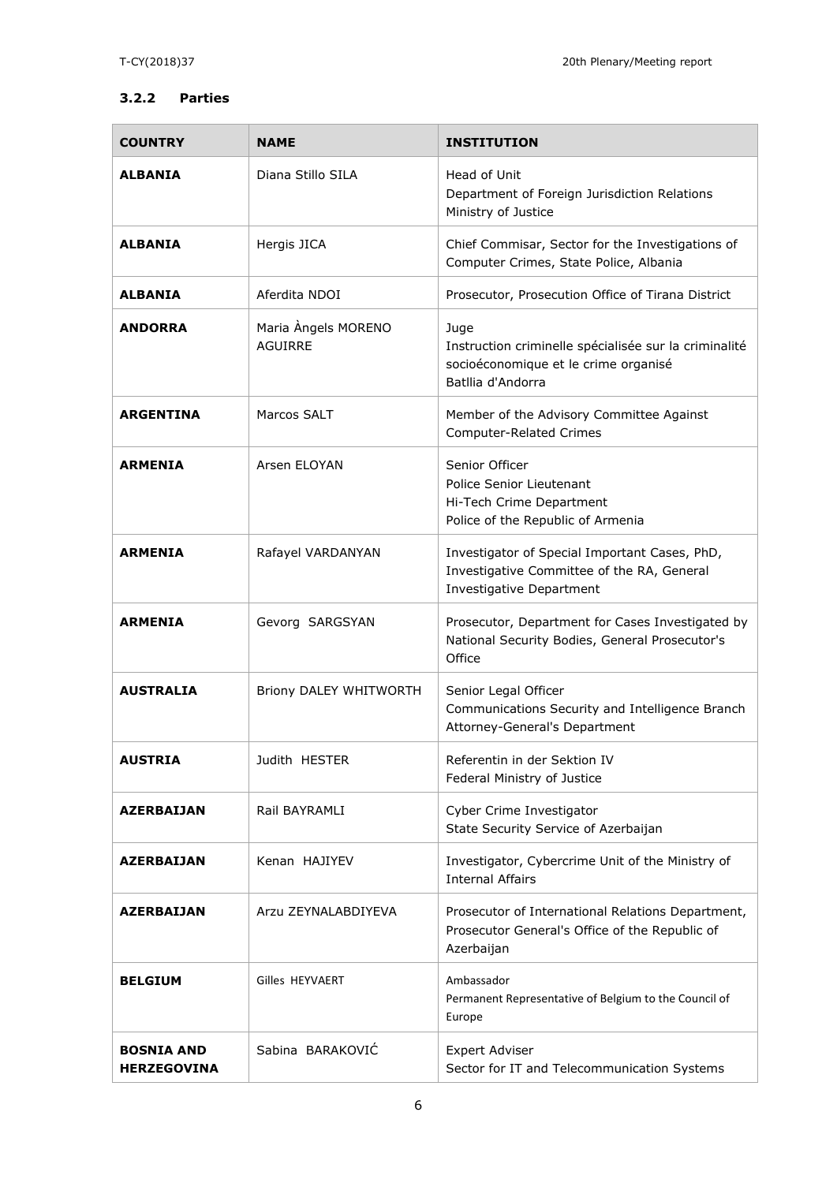### 3.2.2 Parties

| COUNTRY | NAME | INSTITUTION |
|---|---|---|
| **ALBANIA** | Diana Stillo SILA | Head of Unit<br>Department of Foreign Jurisdiction Relations<br>Ministry of Justice |
| **ALBANIA** | Hergis JICA | Chief Commisar, Sector for the Investigations of Computer Crimes, State Police, Albania |
| **ALBANIA** | Aferdita NDOI | Prosecutor, Prosecution Office of Tirana District |
| **ANDORRA** | Maria Àngels MORENO AGUIRRE | Juge<br>Instruction criminelle spécialisée sur la criminalité socioéconomique et le crime organisé<br>Batllia d'Andorra |
| **ARGENTINA** | Marcos SALT | Member of the Advisory Committee Against Computer-Related Crimes |
| **ARMENIA** | Arsen ELOYAN | Senior Officer<br>Police Senior Lieutenant<br>Hi-Tech Crime Department<br>Police of the Republic of Armenia |
| **ARMENIA** | Rafayel VARDANYAN | Investigator of Special Important Cases, PhD, Investigative Committee of the RA, General Investigative Department |
| **ARMENIA** | Gevorg SARGSYAN | Prosecutor, Department for Cases Investigated by National Security Bodies, General Prosecutor's Office |
| **AUSTRALIA** | Briony DALEY WHITWORTH | Senior Legal Officer<br>Communications Security and Intelligence Branch<br>Attorney-General's Department |
| **AUSTRIA** | Judith HESTER | Referentin in der Sektion IV<br>Federal Ministry of Justice |
| **AZERBAIJAN** | Rail BAYRAMLI | Cyber Crime Investigator<br>State Security Service of Azerbaijan |
| **AZERBAIJAN** | Kenan HAJIYEV | Investigator, Cybercrime Unit of the Ministry of Internal Affairs |
| **AZERBAIJAN** | Arzu ZEYNALABDIYEVA | Prosecutor of International Relations Department, Prosecutor General's Office of the Republic of Azerbaijan |
| **BELGIUM** | Gilles HEYVAERT | Ambassador<br>Permanent Representative of Belgium to the Council of Europe |
| **BOSNIA AND HERZEGOVINA** | Sabina BARAKOVIĆ | Expert Adviser<br>Sector for IT and Telecommunication Systems |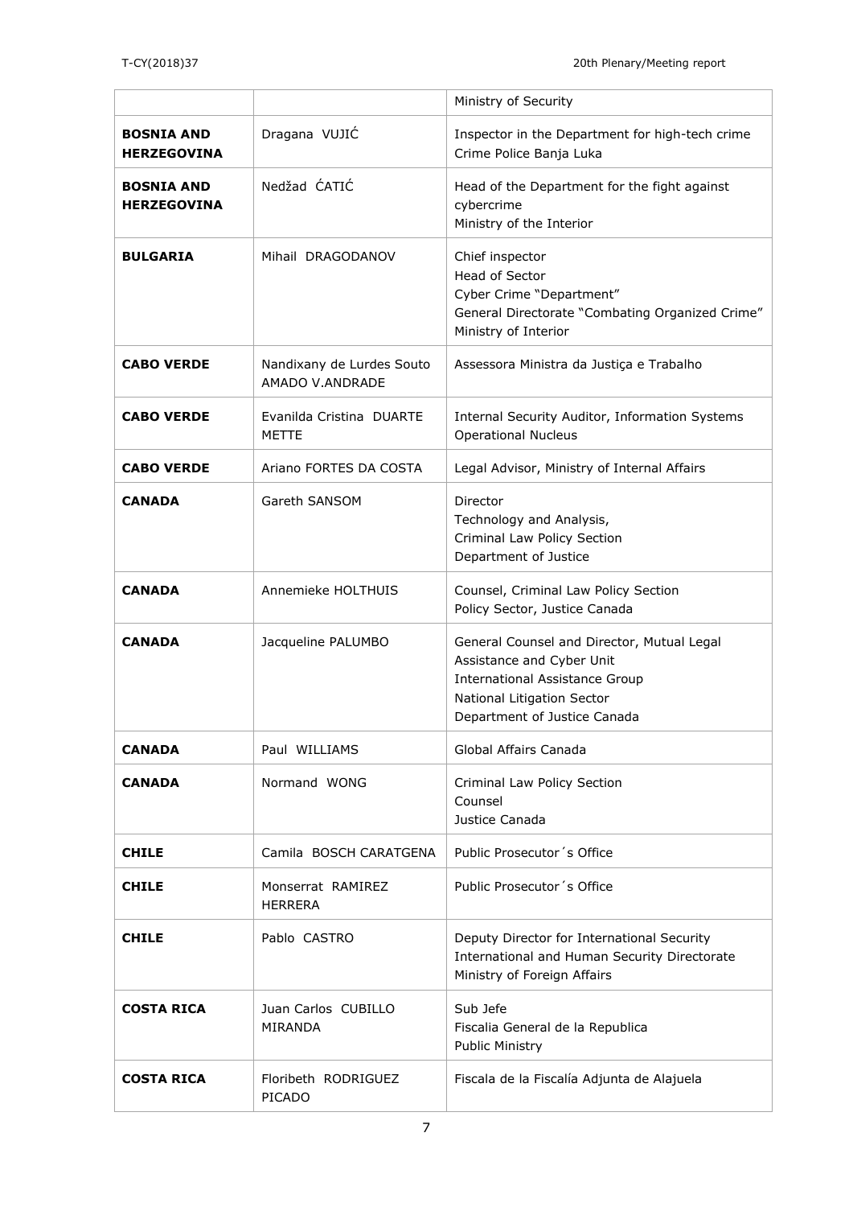| | | |
|---|---|---|
| | | Ministry of Security |
| **BOSNIA AND HERZEGOVINA** | Dragana VUJIĆ | Inspector in the Department for high-tech crime<br>Crime Police Banja Luka |
| **BOSNIA AND HERZEGOVINA** | Nedžad ĆATIĆ | Head of the Department for the fight against cybercrime<br>Ministry of the Interior |
| **BULGARIA** | Mihail DRAGODANOV | Chief inspector<br>Head of Sector<br>Cyber Crime "Department"<br>General Directorate "Combating Organized Crime"<br>Ministry of Interior |
| **CABO VERDE** | Nandixany de Lurdes Souto AMADO V.ANDRADE | Assessora Ministra da Justiça e Trabalho |
| **CABO VERDE** | Evanilda Cristina DUARTE METTE | Internal Security Auditor, Information Systems Operational Nucleus |
| **CABO VERDE** | Ariano FORTES DA COSTA | Legal Advisor, Ministry of Internal Affairs |
| **CANADA** | Gareth SANSOM | Director<br>Technology and Analysis,<br>Criminal Law Policy Section<br>Department of Justice |
| **CANADA** | Annemieke HOLTHUIS | Counsel, Criminal Law Policy Section<br>Policy Sector, Justice Canada |
| **CANADA** | Jacqueline PALUMBO | General Counsel and Director, Mutual Legal Assistance and Cyber Unit<br>International Assistance Group<br>National Litigation Sector<br>Department of Justice Canada |
| **CANADA** | Paul WILLIAMS | Global Affairs Canada |
| **CANADA** | Normand WONG | Criminal Law Policy Section<br>Counsel<br>Justice Canada |
| **CHILE** | Camila BOSCH CARATGENA | Public Prosecutor´s Office |
| **CHILE** | Monserrat RAMIREZ HERRERA | Public Prosecutor´s Office |
| **CHILE** | Pablo CASTRO | Deputy Director for International Security<br>International and Human Security Directorate<br>Ministry of Foreign Affairs |
| **COSTA RICA** | Juan Carlos CUBILLO MIRANDA | Sub Jefe<br>Fiscalia General de la Republica<br>Public Ministry |
| **COSTA RICA** | Floribeth RODRIGUEZ PICADO | Fiscala de la Fiscalía Adjunta de Alajuela |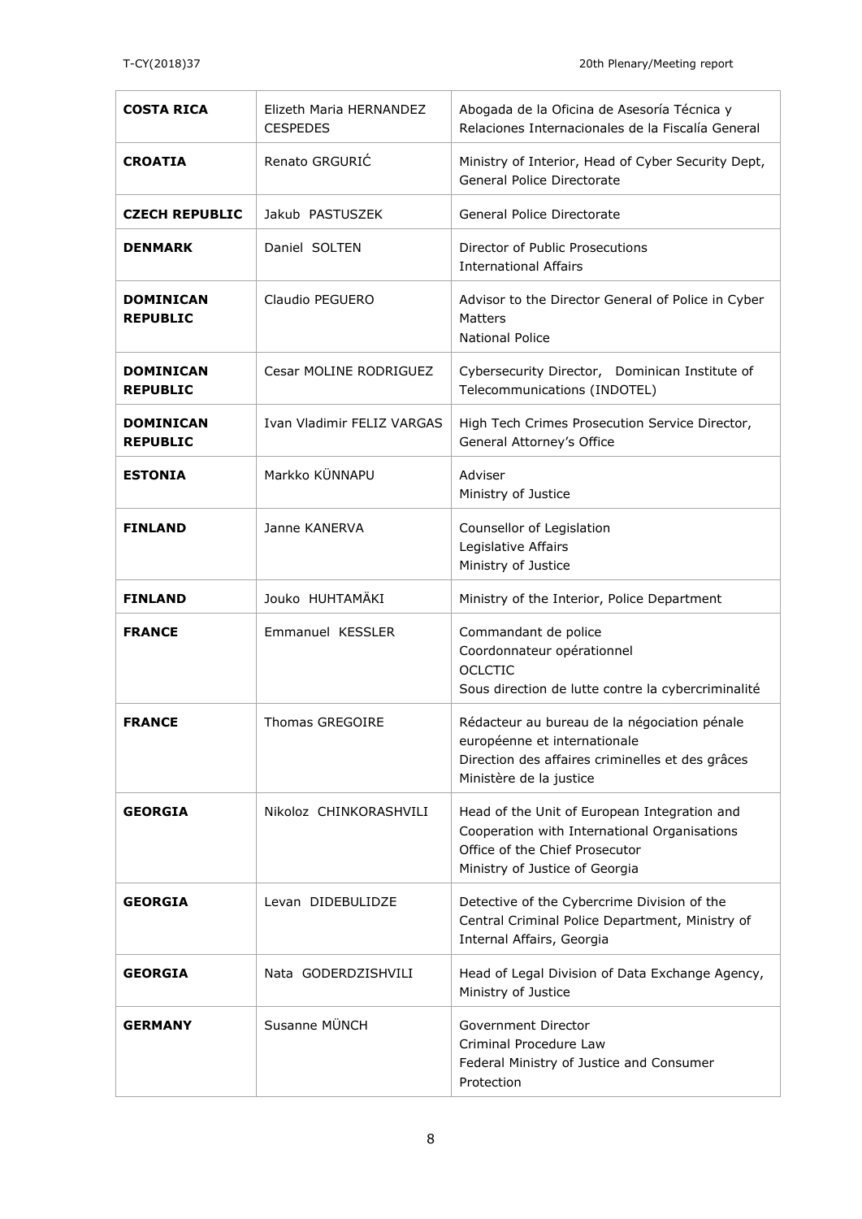| | | |
|---|---|---|
| **COSTA RICA** | Elizeth Maria HERNANDEZ CESPEDES | Abogada de la Oficina de Asesoría Técnica y Relaciones Internacionales de la Fiscalía General |
| **CROATIA** | Renato GRGURIĆ | Ministry of Interior, Head of Cyber Security Dept, General Police Directorate |
| **CZECH REPUBLIC** | Jakub PASTUSZEK | General Police Directorate |
| **DENMARK** | Daniel SOLTEN | Director of Public Prosecutions<br>International Affairs |
| **DOMINICAN REPUBLIC** | Claudio PEGUERO | Advisor to the Director General of Police in Cyber Matters<br>National Police |
| **DOMINICAN REPUBLIC** | Cesar MOLINE RODRIGUEZ | Cybersecurity Director, Dominican Institute of Telecommunications (INDOTEL) |
| **DOMINICAN REPUBLIC** | Ivan Vladimir FELIZ VARGAS | High Tech Crimes Prosecution Service Director, General Attorney's Office |
| **ESTONIA** | Markko KÜNNAPU | Adviser<br>Ministry of Justice |
| **FINLAND** | Janne KANERVA | Counsellor of Legislation<br>Legislative Affairs<br>Ministry of Justice |
| **FINLAND** | Jouko HUHTAMÄKI | Ministry of the Interior, Police Department |
| **FRANCE** | Emmanuel KESSLER | Commandant de police<br>Coordonnateur opérationnel<br>OCLCTIC<br>Sous direction de lutte contre la cybercriminalité |
| **FRANCE** | Thomas GREGOIRE | Rédacteur au bureau de la négociation pénale européenne et internationale<br>Direction des affaires criminelles et des grâces<br>Ministère de la justice |
| **GEORGIA** | Nikoloz CHINKORASHVILI | Head of the Unit of European Integration and Cooperation with International Organisations<br>Office of the Chief Prosecutor<br>Ministry of Justice of Georgia |
| **GEORGIA** | Levan DIDEBULIDZE | Detective of the Cybercrime Division of the Central Criminal Police Department, Ministry of Internal Affairs, Georgia |
| **GEORGIA** | Nata GODERDZISHVILI | Head of Legal Division of Data Exchange Agency, Ministry of Justice |
| **GERMANY** | Susanne MÜNCH | Government Director<br>Criminal Procedure Law<br>Federal Ministry of Justice and Consumer Protection |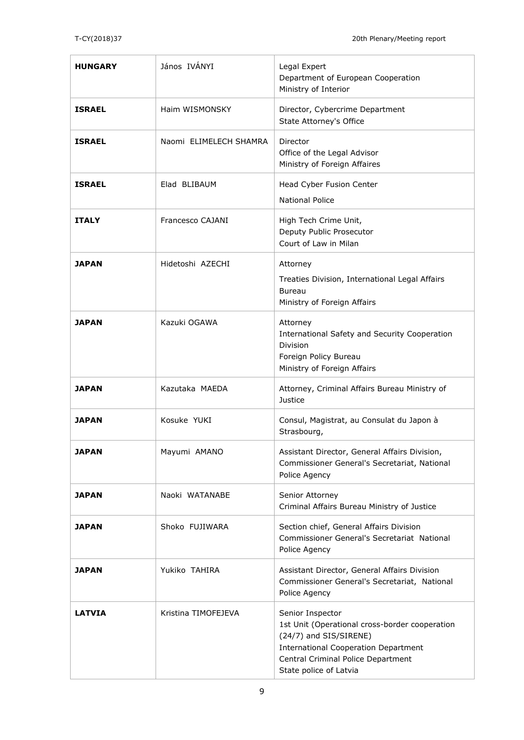| | | |
|---|---|---|
| **HUNGARY** | János IVÁNYI | Legal Expert<br>Department of European Cooperation<br>Ministry of Interior |
| **ISRAEL** | Haim WISMONSKY | Director, Cybercrime Department<br>State Attorney's Office |
| **ISRAEL** | Naomi ELIMELECH SHAMRA | Director<br>Office of the Legal Advisor<br>Ministry of Foreign Affaires |
| **ISRAEL** | Elad BLIBAUM | Head Cyber Fusion Center<br>National Police |
| **ITALY** | Francesco CAJANI | High Tech Crime Unit,<br>Deputy Public Prosecutor<br>Court of Law in Milan |
| **JAPAN** | Hidetoshi AZECHI | Attorney<br>Treaties Division, International Legal Affairs Bureau<br>Ministry of Foreign Affairs |
| **JAPAN** | Kazuki OGAWA | Attorney<br>International Safety and Security Cooperation Division<br>Foreign Policy Bureau<br>Ministry of Foreign Affairs |
| **JAPAN** | Kazutaka MAEDA | Attorney, Criminal Affairs Bureau Ministry of Justice |
| **JAPAN** | Kosuke YUKI | Consul, Magistrat, au Consulat du Japon à Strasbourg, |
| **JAPAN** | Mayumi AMANO | Assistant Director, General Affairs Division, Commissioner General's Secretariat, National Police Agency |
| **JAPAN** | Naoki WATANABE | Senior Attorney<br>Criminal Affairs Bureau Ministry of Justice |
| **JAPAN** | Shoko FUJIWARA | Section chief, General Affairs Division<br>Commissioner General's Secretariat National Police Agency |
| **JAPAN** | Yukiko TAHIRA | Assistant Director, General Affairs Division<br>Commissioner General's Secretariat, National Police Agency |
| **LATVIA** | Kristina TIMOFEJEVA | Senior Inspector<br>1st Unit (Operational cross-border cooperation (24/7) and SIS/SIRENE)<br>International Cooperation Department<br>Central Criminal Police Department<br>State police of Latvia |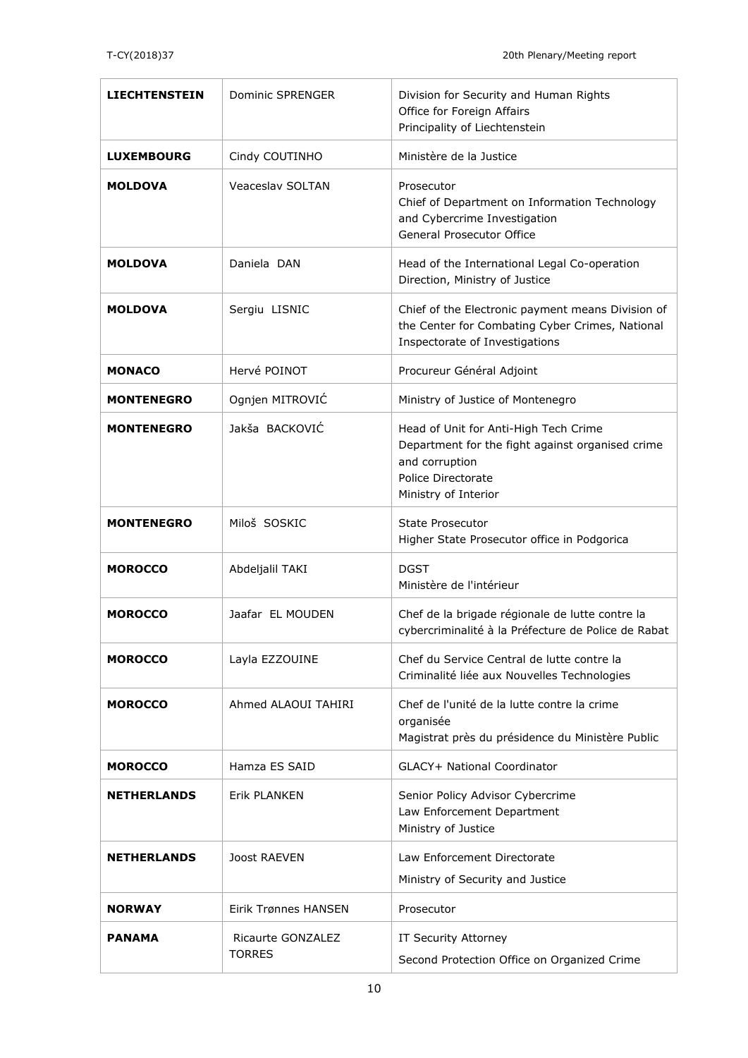| **LIECHTENSTEIN** | Dominic SPRENGER | Division for Security and Human Rights<br>Office for Foreign Affairs<br>Principality of Liechtenstein |
|---|---|---|
| **LUXEMBOURG** | Cindy COUTINHO | Ministère de la Justice |
| **MOLDOVA** | Veaceslav SOLTAN | Prosecutor<br>Chief of Department on Information Technology and Cybercrime Investigation<br>General Prosecutor Office |
| **MOLDOVA** | Daniela DAN | Head of the International Legal Co-operation Direction, Ministry of Justice |
| **MOLDOVA** | Sergiu LISNIC | Chief of the Electronic payment means Division of the Center for Combating Cyber Crimes, National Inspectorate of Investigations |
| **MONACO** | Hervé POINOT | Procureur Général Adjoint |
| **MONTENEGRO** | Ognjen MITROVIĆ | Ministry of Justice of Montenegro |
| **MONTENEGRO** | Jakša BACKOVIĆ | Head of Unit for Anti-High Tech Crime<br>Department for the fight against organised crime and corruption<br>Police Directorate<br>Ministry of Interior |
| **MONTENEGRO** | Miloš SOSKIC | State Prosecutor<br>Higher State Prosecutor office in Podgorica |
| **MOROCCO** | Abdeljalil TAKI | DGST<br>Ministère de l'intérieur |
| **MOROCCO** | Jaafar EL MOUDEN | Chef de la brigade régionale de lutte contre la cybercriminalité à la Préfecture de Police de Rabat |
| **MOROCCO** | Layla EZZOUINE | Chef du Service Central de lutte contre la Criminalité liée aux Nouvelles Technologies |
| **MOROCCO** | Ahmed ALAOUI TAHIRI | Chef de l'unité de la lutte contre la crime organisée<br>Magistrat près du présidence du Ministère Public |
| **MOROCCO** | Hamza ES SAID | GLACY+ National Coordinator |
| **NETHERLANDS** | Erik PLANKEN | Senior Policy Advisor Cybercrime<br>Law Enforcement Department<br>Ministry of Justice |
| **NETHERLANDS** | Joost RAEVEN | Law Enforcement Directorate<br>Ministry of Security and Justice |
| **NORWAY** | Eirik Trønnes HANSEN | Prosecutor |
| **PANAMA** | Ricaurte GONZALEZ TORRES | IT Security Attorney<br>Second Protection Office on Organized Crime |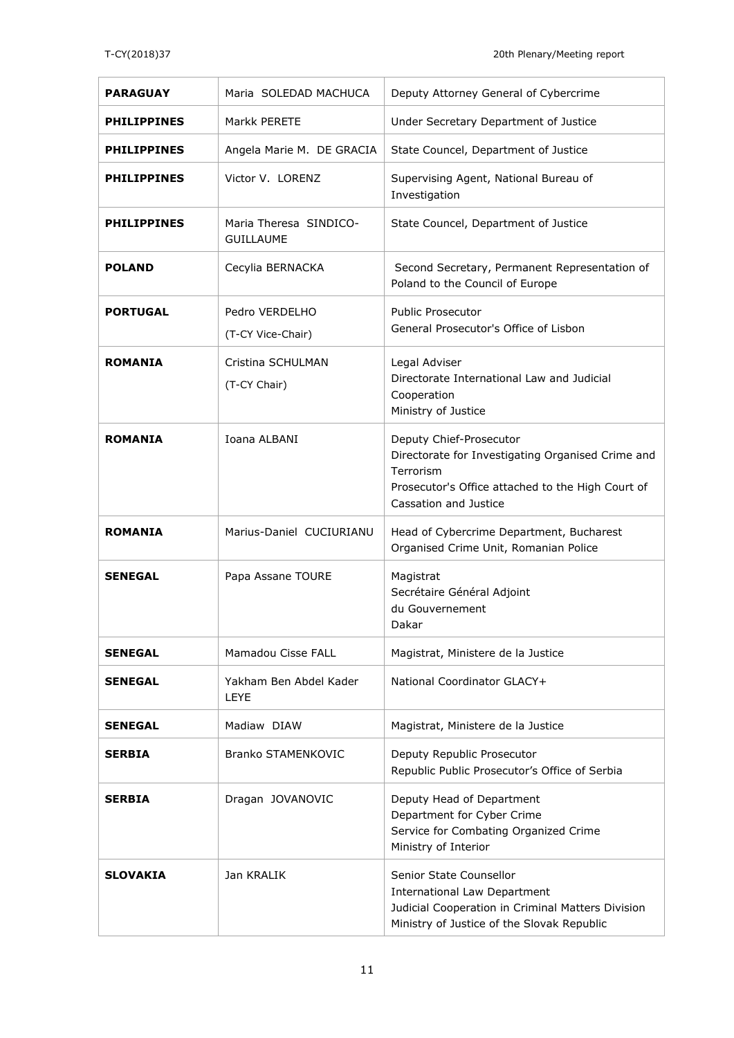| **PARAGUAY** | Maria SOLEDAD MACHUCA | Deputy Attorney General of Cybercrime |
|---|---|---|
| **PHILIPPINES** | Markk PERETE | Under Secretary Department of Justice |
| **PHILIPPINES** | Angela Marie M. DE GRACIA | State Councel, Department of Justice |
| **PHILIPPINES** | Victor V. LORENZ | Supervising Agent, National Bureau of Investigation |
| **PHILIPPINES** | Maria Theresa SINDICO-GUILLAUME | State Councel, Department of Justice |
| **POLAND** | Cecylia BERNACKA | Second Secretary, Permanent Representation of Poland to the Council of Europe |
| **PORTUGAL** | Pedro VERDELHO<br>(T-CY Vice-Chair) | Public Prosecutor<br>General Prosecutor's Office of Lisbon |
| **ROMANIA** | Cristina SCHULMAN<br>(T-CY Chair) | Legal Adviser<br>Directorate International Law and Judicial Cooperation<br>Ministry of Justice |
| **ROMANIA** | Ioana ALBANI | Deputy Chief-Prosecutor<br>Directorate for Investigating Organised Crime and Terrorism<br>Prosecutor's Office attached to the High Court of Cassation and Justice |
| **ROMANIA** | Marius-Daniel CUCIURIANU | Head of Cybercrime Department, Bucharest Organised Crime Unit, Romanian Police |
| **SENEGAL** | Papa Assane TOURE | Magistrat<br>Secrétaire Général Adjoint<br>du Gouvernement<br>Dakar |
| **SENEGAL** | Mamadou Cisse FALL | Magistrat, Ministere de la Justice |
| **SENEGAL** | Yakham Ben Abdel Kader LEYE | National Coordinator GLACY+ |
| **SENEGAL** | Madiaw DIAW | Magistrat, Ministere de la Justice |
| **SERBIA** | Branko STAMENKOVIC | Deputy Republic Prosecutor<br>Republic Public Prosecutor's Office of Serbia |
| **SERBIA** | Dragan JOVANOVIC | Deputy Head of Department<br>Department for Cyber Crime<br>Service for Combating Organized Crime<br>Ministry of Interior |
| **SLOVAKIA** | Jan KRALIK | Senior State Counsellor<br>International Law Department<br>Judicial Cooperation in Criminal Matters Division<br>Ministry of Justice of the Slovak Republic |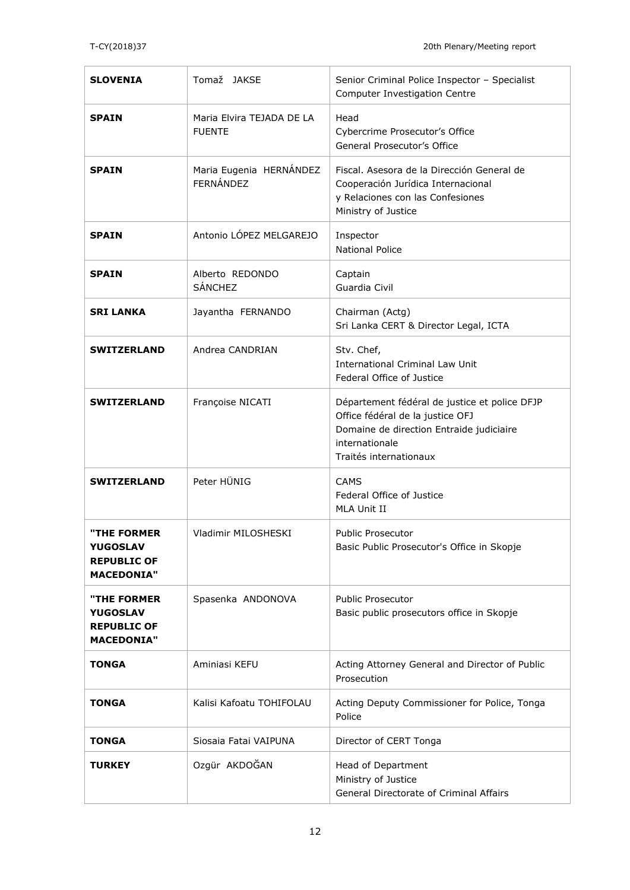| | | |
|---|---|---|
| **SLOVENIA** | Tomaž JAKSE | Senior Criminal Police Inspector – Specialist Computer Investigation Centre |
| **SPAIN** | Maria Elvira TEJADA DE LA FUENTE | Head<br>Cybercrime Prosecutor's Office<br>General Prosecutor's Office |
| **SPAIN** | Maria Eugenia HERNÁNDEZ FERNÁNDEZ | Fiscal. Asesora de la Dirección General de Cooperación Jurídica Internacional y Relaciones con las Confesiones<br>Ministry of Justice |
| **SPAIN** | Antonio LÓPEZ MELGAREJO | Inspector<br>National Police |
| **SPAIN** | Alberto REDONDO SÁNCHEZ | Captain<br>Guardia Civil |
| **SRI LANKA** | Jayantha FERNANDO | Chairman (Actg)<br>Sri Lanka CERT & Director Legal, ICTA |
| **SWITZERLAND** | Andrea CANDRIAN | Stv. Chef,<br>International Criminal Law Unit<br>Federal Office of Justice |
| **SWITZERLAND** | Françoise NICATI | Département fédéral de justice et police DFJP<br>Office fédéral de la justice OFJ<br>Domaine de direction Entraide judiciaire internationale<br>Traités internationaux |
| **SWITZERLAND** | Peter HÜNIG | CAMS<br>Federal Office of Justice<br>MLA Unit II |
| **"THE FORMER YUGOSLAV REPUBLIC OF MACEDONIA"** | Vladimir MILOSHESKI | Public Prosecutor<br>Basic Public Prosecutor's Office in Skopje |
| **"THE FORMER YUGOSLAV REPUBLIC OF MACEDONIA"** | Spasenka ANDONOVA | Public Prosecutor<br>Basic public prosecutors office in Skopje |
| **TONGA** | Aminiasi KEFU | Acting Attorney General and Director of Public Prosecution |
| **TONGA** | Kalisi Kafoatu TOHIFOLAU | Acting Deputy Commissioner for Police, Tonga Police |
| **TONGA** | Siosaia Fatai VAIPUNA | Director of CERT Tonga |
| **TURKEY** | Ozgür AKDOĞAN | Head of Department<br>Ministry of Justice<br>General Directorate of Criminal Affairs |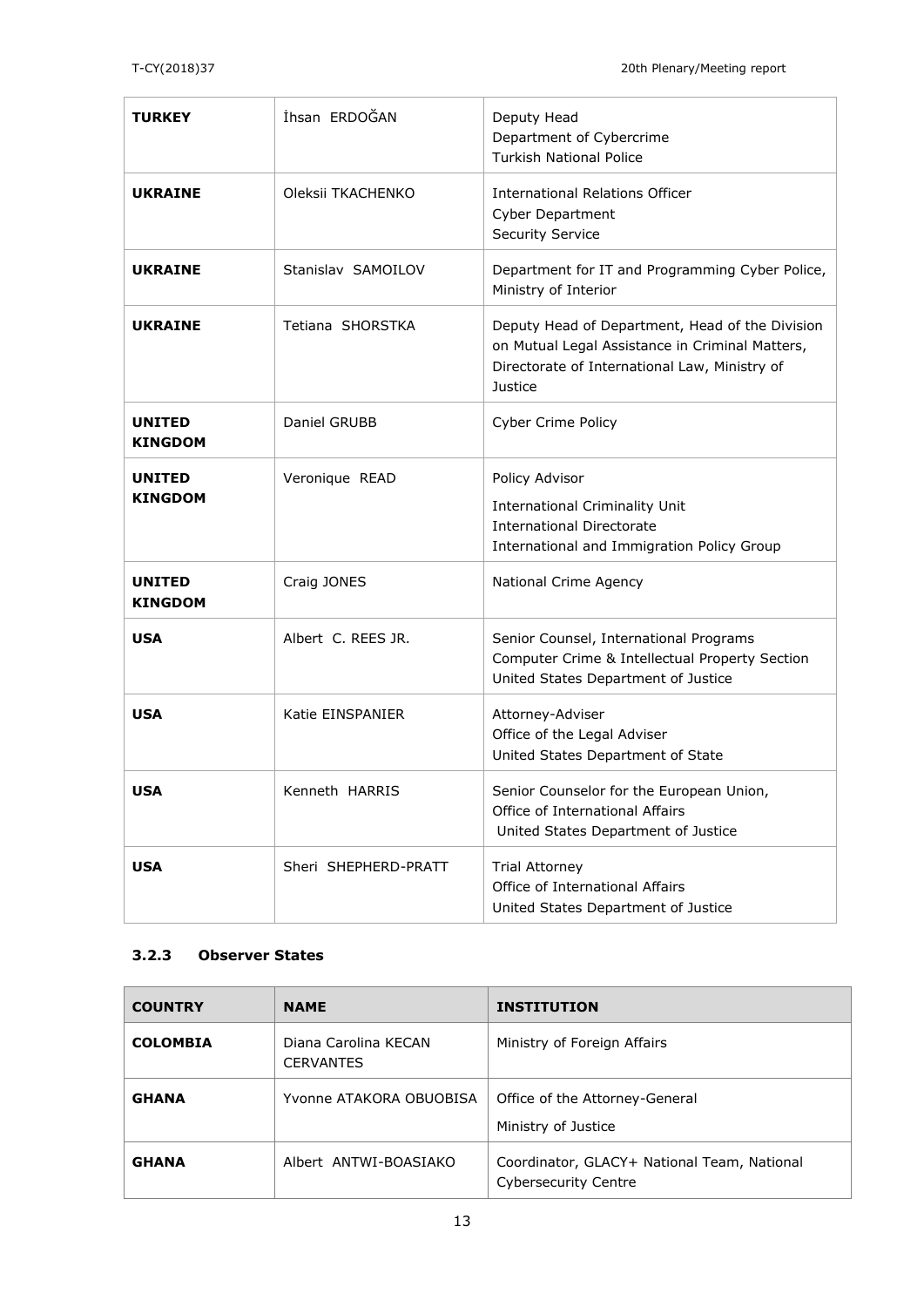| | | |
|---|---|---|
| **TURKEY** | İhsan ERDOĞAN | Deputy Head<br>Department of Cybercrime<br>Turkish National Police |
| **UKRAINE** | Oleksii TKACHENKO | International Relations Officer<br>Cyber Department<br>Security Service |
| **UKRAINE** | Stanislav SAMOILOV | Department for IT and Programming Cyber Police, Ministry of Interior |
| **UKRAINE** | Tetiana SHORSTKA | Deputy Head of Department, Head of the Division on Mutual Legal Assistance in Criminal Matters, Directorate of International Law, Ministry of Justice |
| **UNITED KINGDOM** | Daniel GRUBB | Cyber Crime Policy |
| **UNITED KINGDOM** | Veronique READ | Policy Advisor<br>International Criminality Unit<br>International Directorate<br>International and Immigration Policy Group |
| **UNITED KINGDOM** | Craig JONES | National Crime Agency |
| **USA** | Albert C. REES JR. | Senior Counsel, International Programs<br>Computer Crime & Intellectual Property Section<br>United States Department of Justice |
| **USA** | Katie EINSPANIER | Attorney-Adviser<br>Office of the Legal Adviser<br>United States Department of State |
| **USA** | Kenneth HARRIS | Senior Counselor for the European Union,<br>Office of International Affairs<br>United States Department of Justice |
| **USA** | Sheri SHEPHERD-PRATT | Trial Attorney<br>Office of International Affairs<br>United States Department of Justice |

### 3.2.3 Observer States

| **COUNTRY** | **NAME** | **INSTITUTION** |
|---|---|---|
| **COLOMBIA** | Diana Carolina KECAN CERVANTES | Ministry of Foreign Affairs |
| **GHANA** | Yvonne ATAKORA OBUOBISA | Office of the Attorney-General<br>Ministry of Justice |
| **GHANA** | Albert ANTWI-BOASIAKO | Coordinator, GLACY+ National Team, National Cybersecurity Centre |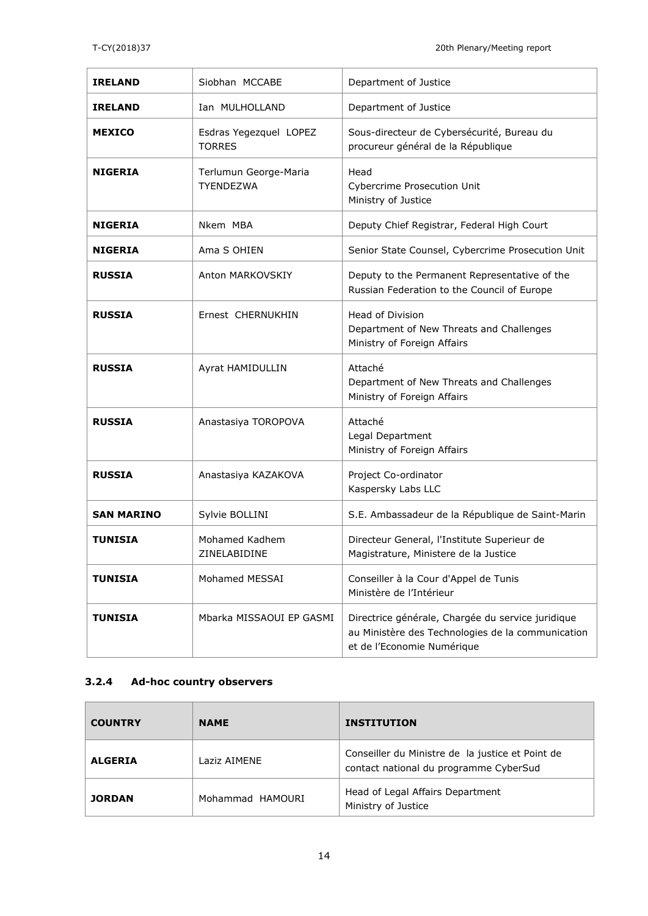| | | |
|---|---|---|
| **IRELAND** | Siobhan MCCABE | Department of Justice |
| **IRELAND** | Ian MULHOLLAND | Department of Justice |
| **MEXICO** | Esdras Yegezquel LOPEZ TORRES | Sous-directeur de Cybersécurité, Bureau du procureur général de la République |
| **NIGERIA** | Terlumun George-Maria TYENDEZWA | Head<br>Cybercrime Prosecution Unit<br>Ministry of Justice |
| **NIGERIA** | Nkem MBA | Deputy Chief Registrar, Federal High Court |
| **NIGERIA** | Ama S OHIEN | Senior State Counsel, Cybercrime Prosecution Unit |
| **RUSSIA** | Anton MARKOVSKIY | Deputy to the Permanent Representative of the Russian Federation to the Council of Europe |
| **RUSSIA** | Ernest CHERNUKHIN | Head of Division<br>Department of New Threats and Challenges<br>Ministry of Foreign Affairs |
| **RUSSIA** | Ayrat HAMIDULLIN | Attaché<br>Department of New Threats and Challenges<br>Ministry of Foreign Affairs |
| **RUSSIA** | Anastasiya TOROPOVA | Attaché<br>Legal Department<br>Ministry of Foreign Affairs |
| **RUSSIA** | Anastasiya KAZAKOVA | Project Co-ordinator<br>Kaspersky Labs LLC |
| **SAN MARINO** | Sylvie BOLLINI | S.E. Ambassadeur de la République de Saint-Marin |
| **TUNISIA** | Mohamed Kadhem ZINELABIDINE | Directeur General, l'Institute Superieur de Magistrature, Ministere de la Justice |
| **TUNISIA** | Mohamed MESSAI | Conseiller à la Cour d'Appel de Tunis<br>Ministère de l'Intérieur |
| **TUNISIA** | Mbarka MISSAOUI EP GASMI | Directrice générale, Chargée du service juridique au Ministère des Technologies de la communication et de l'Economie Numérique |

### 3.2.4 Ad-hoc country observers

| COUNTRY | NAME | INSTITUTION |
|---|---|---|
| **ALGERIA** | Laziz AIMENE | Conseiller du Ministre de la justice et Point de contact national du programme CyberSud |
| **JORDAN** | Mohammad HAMOURI | Head of Legal Affairs Department<br>Ministry of Justice |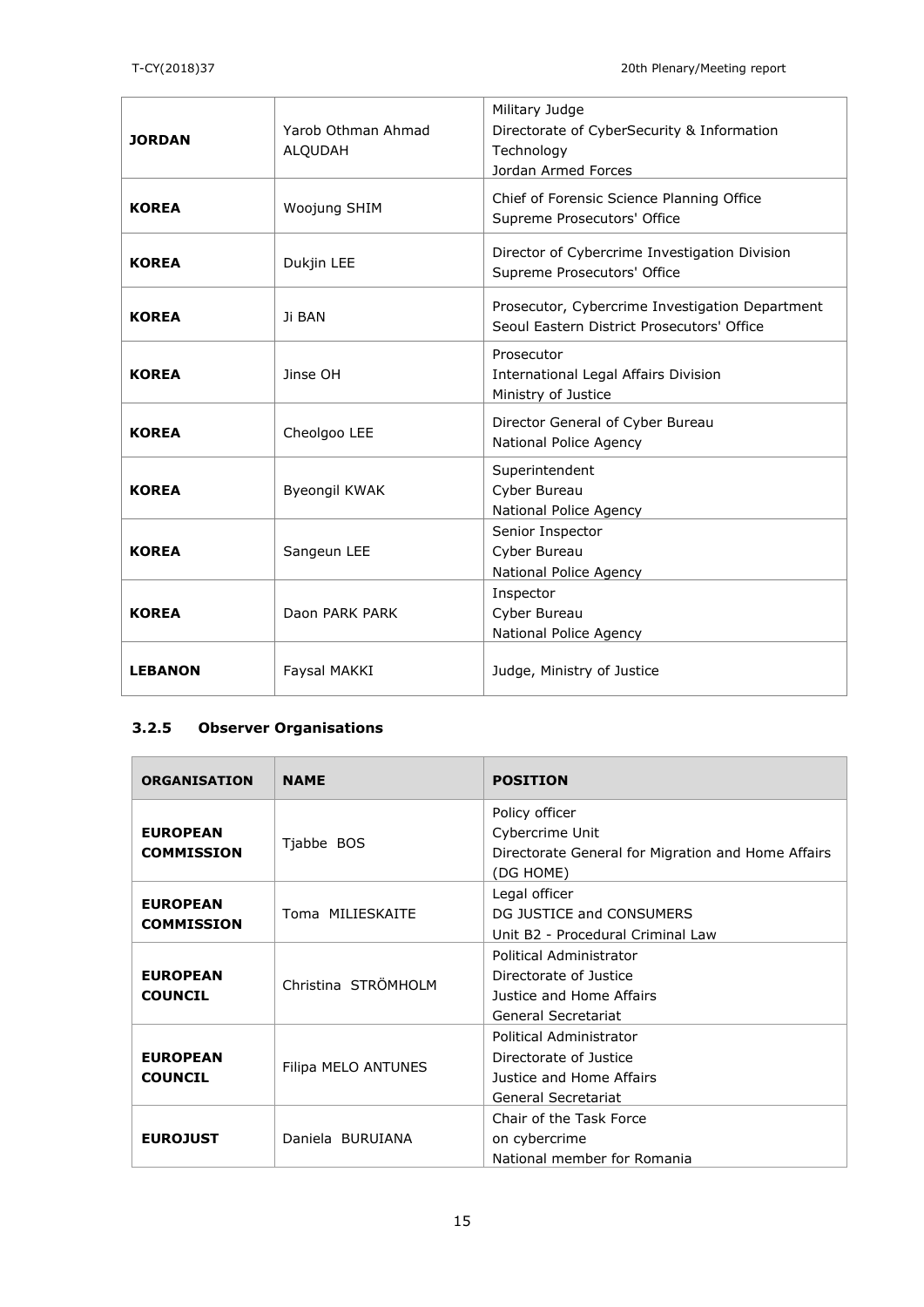| | | |
|---|---|---|
| **JORDAN** | Yarob Othman Ahmad ALQUDAH | Military Judge<br>Directorate of CyberSecurity & Information Technology<br>Jordan Armed Forces |
| **KOREA** | Woojung SHIM | Chief of Forensic Science Planning Office<br>Supreme Prosecutors' Office |
| **KOREA** | Dukjin LEE | Director of Cybercrime Investigation Division<br>Supreme Prosecutors' Office |
| **KOREA** | Ji BAN | Prosecutor, Cybercrime Investigation Department<br>Seoul Eastern District Prosecutors' Office |
| **KOREA** | Jinse OH | Prosecutor<br>International Legal Affairs Division<br>Ministry of Justice |
| **KOREA** | Cheolgoo LEE | Director General of Cyber Bureau<br>National Police Agency |
| **KOREA** | Byeongil KWAK | Superintendent<br>Cyber Bureau<br>National Police Agency |
| **KOREA** | Sangeun LEE | Senior Inspector<br>Cyber Bureau<br>National Police Agency |
| **KOREA** | Daon PARK PARK | Inspector<br>Cyber Bureau<br>National Police Agency |
| **LEBANON** | Faysal MAKKI | Judge, Ministry of Justice |

### 3.2.5 Observer Organisations

| ORGANISATION | NAME | POSITION |
|---|---|---|
| **EUROPEAN COMMISSION** | Tjabbe BOS | Policy officer<br>Cybercrime Unit<br>Directorate General for Migration and Home Affairs (DG HOME) |
| **EUROPEAN COMMISSION** | Toma MILIESKAITE | Legal officer<br>DG JUSTICE and CONSUMERS<br>Unit B2 - Procedural Criminal Law |
| **EUROPEAN COUNCIL** | Christina STRÖMHOLM | Political Administrator<br>Directorate of Justice<br>Justice and Home Affairs<br>General Secretariat |
| **EUROPEAN COUNCIL** | Filipa MELO ANTUNES | Political Administrator<br>Directorate of Justice<br>Justice and Home Affairs<br>General Secretariat |
| **EUROJUST** | Daniela BURUIANA | Chair of the Task Force on cybercrime<br>National member for Romania |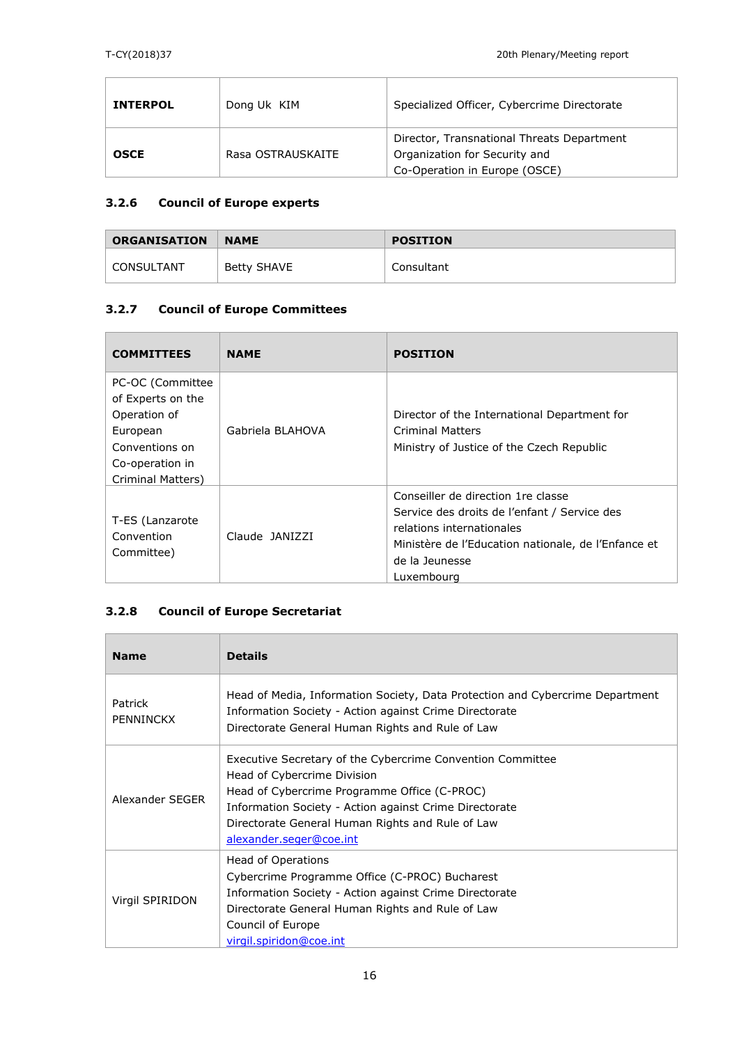| | | |
|---|---|---|
| **INTERPOL** | Dong Uk KIM | Specialized Officer, Cybercrime Directorate |
| **OSCE** | Rasa OSTRAUSKAITE | Director, Transnational Threats Department<br>Organization for Security and<br>Co-Operation in Europe (OSCE) |

### 3.2.6 Council of Europe experts

| ORGANISATION | NAME | POSITION |
|---|---|---|
| CONSULTANT | Betty SHAVE | Consultant |

### 3.2.7 Council of Europe Committees

| COMMITTEES | NAME | POSITION |
|---|---|---|
| PC-OC (Committee of Experts on the Operation of European Conventions on Co-operation in Criminal Matters) | Gabriela BLAHOVA | Director of the International Department for Criminal Matters<br>Ministry of Justice of the Czech Republic |
| T-ES (Lanzarote Convention Committee) | Claude JANIZZI | Conseiller de direction 1re classe<br>Service des droits de l'enfant / Service des relations internationales<br>Ministère de l'Education nationale, de l'Enfance et de la Jeunesse<br>Luxembourg |

### 3.2.8 Council of Europe Secretariat

| Name | Details |
|---|---|
| Patrick PENNINCKX | Head of Media, Information Society, Data Protection and Cybercrime Department<br>Information Society - Action against Crime Directorate<br>Directorate General Human Rights and Rule of Law |
| Alexander SEGER | Executive Secretary of the Cybercrime Convention Committee<br>Head of Cybercrime Division<br>Head of Cybercrime Programme Office (C-PROC)<br>Information Society - Action against Crime Directorate<br>Directorate General Human Rights and Rule of Law<br>alexander.seger@coe.int |
| Virgil SPIRIDON | Head of Operations<br>Cybercrime Programme Office (C-PROC) Bucharest<br>Information Society - Action against Crime Directorate<br>Directorate General Human Rights and Rule of Law<br>Council of Europe<br>virgil.spiridon@coe.int |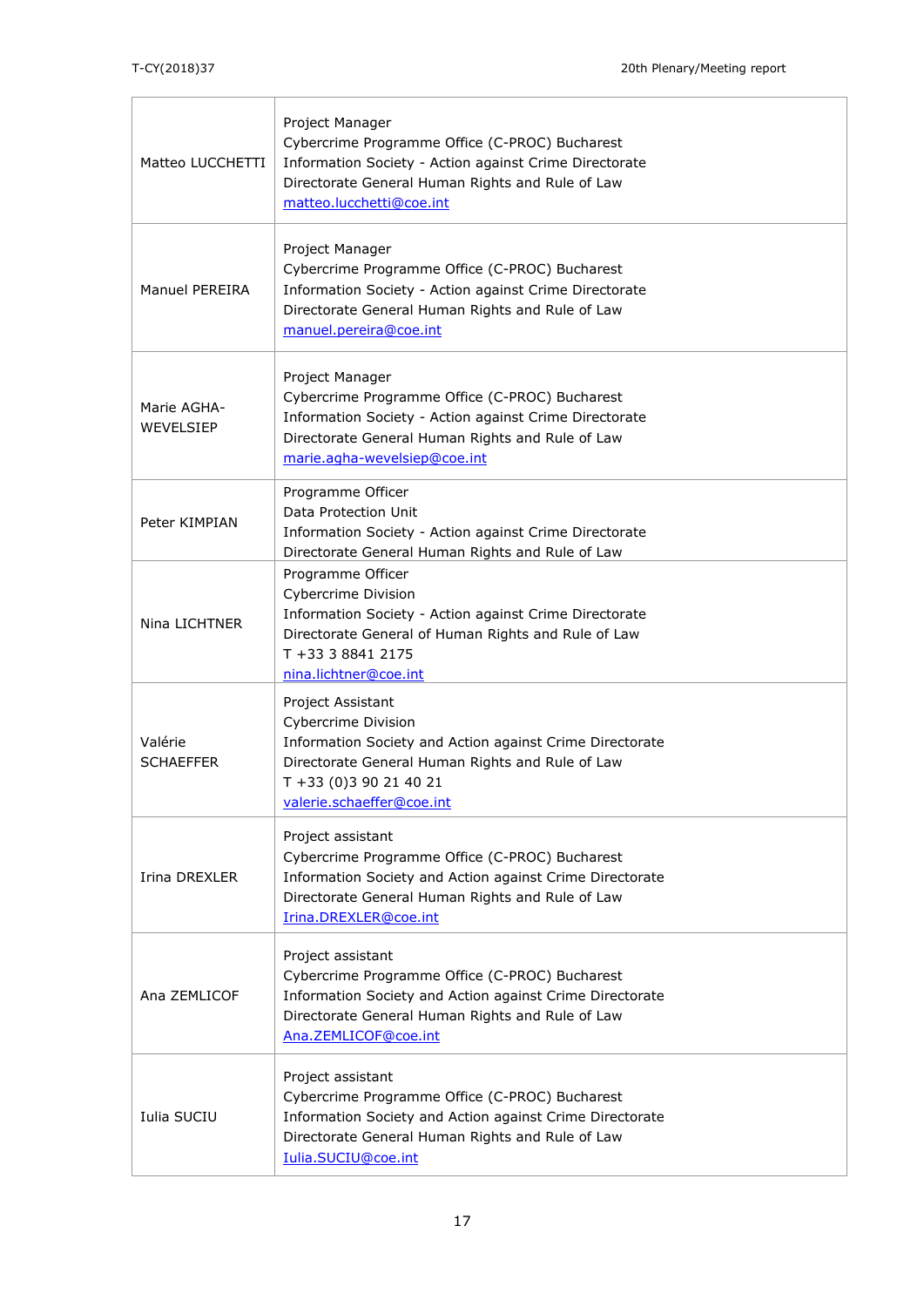| | |
|---|---|
| Matteo LUCCHETTI | Project Manager<br>Cybercrime Programme Office (C-PROC) Bucharest<br>Information Society - Action against Crime Directorate<br>Directorate General Human Rights and Rule of Law<br>matteo.lucchetti@coe.int |
| Manuel PEREIRA | Project Manager<br>Cybercrime Programme Office (C-PROC) Bucharest<br>Information Society - Action against Crime Directorate<br>Directorate General Human Rights and Rule of Law<br>manuel.pereira@coe.int |
| Marie AGHA-WEVELSIEP | Project Manager<br>Cybercrime Programme Office (C-PROC) Bucharest<br>Information Society - Action against Crime Directorate<br>Directorate General Human Rights and Rule of Law<br>marie.agha-wevelsiep@coe.int |
| Peter KIMPIAN | Programme Officer<br>Data Protection Unit<br>Information Society - Action against Crime Directorate<br>Directorate General Human Rights and Rule of Law |
| Nina LICHTNER | Programme Officer<br>Cybercrime Division<br>Information Society - Action against Crime Directorate<br>Directorate General of Human Rights and Rule of Law<br>T +33 3 8841 2175<br>nina.lichtner@coe.int |
| Valérie SCHAEFFER | Project Assistant<br>Cybercrime Division<br>Information Society and Action against Crime Directorate<br>Directorate General Human Rights and Rule of Law<br>T +33 (0)3 90 21 40 21<br>valerie.schaeffer@coe.int |
| Irina DREXLER | Project assistant<br>Cybercrime Programme Office (C-PROC) Bucharest<br>Information Society and Action against Crime Directorate<br>Directorate General Human Rights and Rule of Law<br>Irina.DREXLER@coe.int |
| Ana ZEMLICOF | Project assistant<br>Cybercrime Programme Office (C-PROC) Bucharest<br>Information Society and Action against Crime Directorate<br>Directorate General Human Rights and Rule of Law<br>Ana.ZEMLICOF@coe.int |
| Iulia SUCIU | Project assistant<br>Cybercrime Programme Office (C-PROC) Bucharest<br>Information Society and Action against Crime Directorate<br>Directorate General Human Rights and Rule of Law<br>Iulia.SUCIU@coe.int |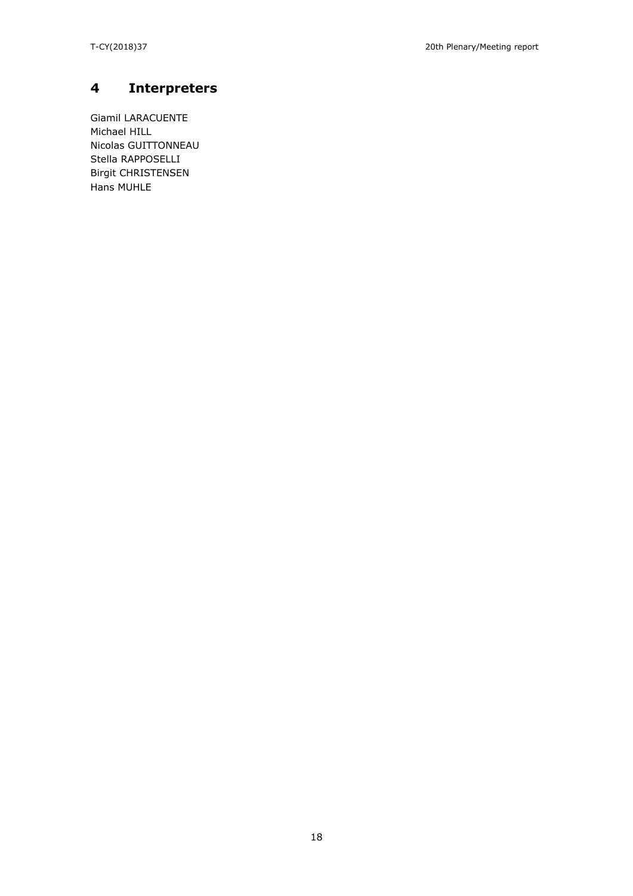## 4 Interpreters

Giamil LARACUENTE
Michael HILL
Nicolas GUITTONNEAU
Stella RAPPOSELLI
Birgit CHRISTENSEN
Hans MUHLE